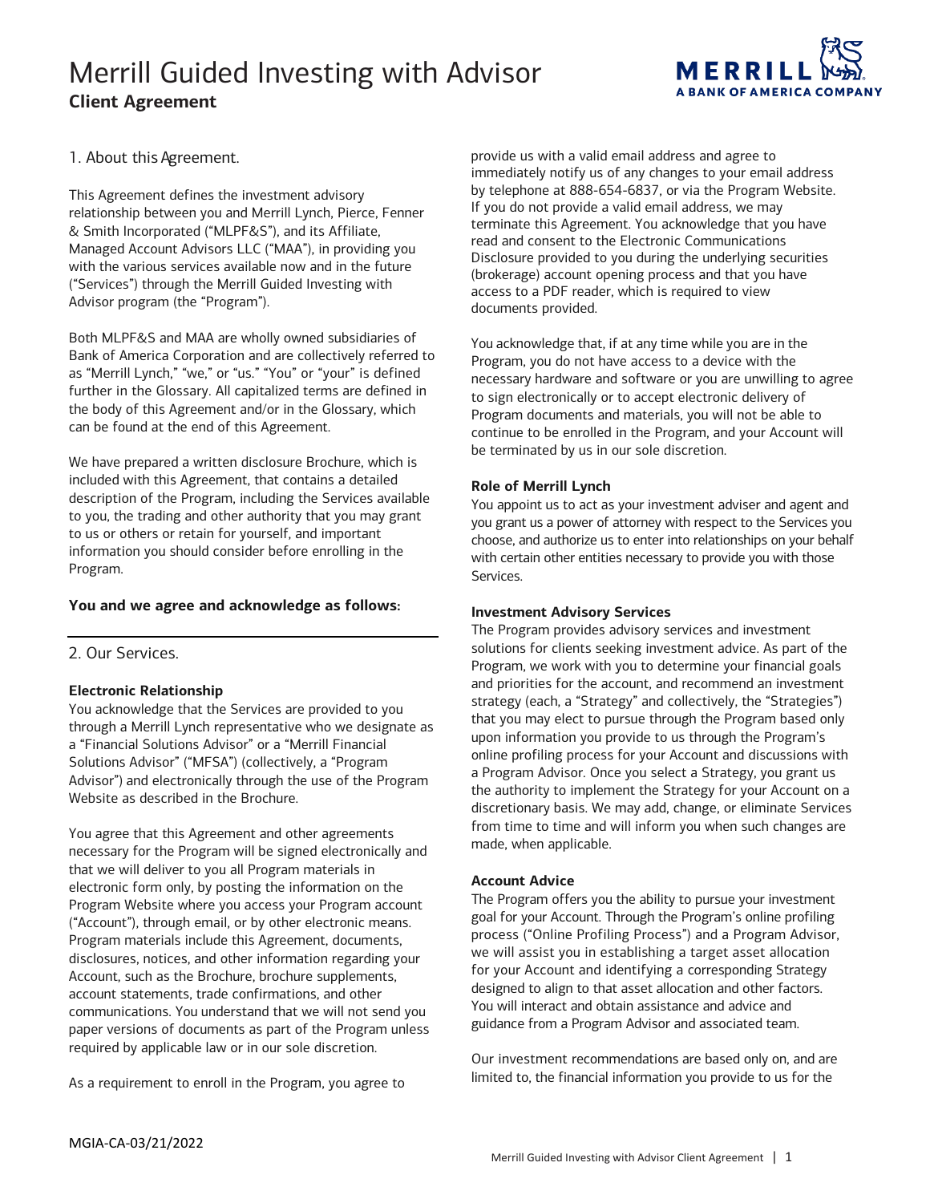# Merrill Guided Investing with Advisor

## Client Agreement

### 1. About this Agreement.

This Agreement defines the investment advisory relationship between you and Merrill Lynch, Pierce, Fenner & Smith Incorporated ("MLPF&S"), and its Affiliate, Managed Account Advisors LLC ("MAA"), in providing you with the various services available now and in the future ("Services") through the Merrill Guided Investing with Advisor program (the "Program").

Both MLPF&S and MAA are wholly owned subsidiaries of Bank of America Corporation and are collectively referred to as "Merrill Lynch," "we," or "us." "You" or "your" is defined further in the Glossary. All capitalized terms are defined in the body of this Agreement and/or in the Glossary, which can be found at the end of this Agreement.

We have prepared a written disclosure Brochure, which is included with this Agreement, that contains a detailed description of the Program, including the Services available to you, the trading and other authority that you may grant to us or others or retain for yourself, and important information you should consider before enrolling in the Program.

**You and we agree and acknowledge as follows:**

### 2. Our Services.

**Electronic Relationship**

You acknowledge that the Services are provided to you through a Merrill Lynch representative who we designate as a "Financial Solutions Advisor" or a "Merrill Financial Solutions Advisor" ("MFSA") (collectively, a "Program Advisor") and electronically through the use of the Program Website as described in the Brochure.

You agree that this Agreement and other agreements necessary for the Program will be signed electronically and that we will deliver to you all Program materials in electronic form only, by posting the information on the Program Website where you access your Program account ("Account"), through email, or by other electronic means. Program materials include this Agreement, documents, disclosures, notices, and other information regarding your Account, such as the Brochure, brochure supplements, account statements, trade confirmations, and other communications. You understand that we will not send you paper versions of documents as part of the Program unless required by applicable law or in our sole discretion.

As a requirement to enroll in the Program, you agree to provide us with a valid email address and agree to immediately notify us of any changes to your email address by telephone at 888-654-6837, or via the Program Website. If you do not provide a valid email address, we may terminate this Agreement. You acknowledge that you have read and consent to the Electronic Communications Disclosure provided to you during the underlying securities (brokerage) account opening process and that you have access to a PDF reader, which is required to view documents provided.

You acknowledge that, if at any time while you are in the Program, you do not have access to a device with the necessary hardware and software or you are unwilling to agree to sign electronically or to accept electronic delivery of Program documents and materials, you will not be able to continue to be enrolled in the Program, and your Account will be terminated by us in our sole discretion.

**Role of Merrill Lynch**

You appoint us to act as your investment adviser and agent and you grant us a power of attorney with respect to the Services you choose, and authorize us to enter into relationships on your behalf with certain other entities necessary to provide you with those Services.

**Investment Advisory Services**

The Program provides advisory services and investment solutions for clients seeking investment advice. As part of the Program, we work with you to determine your financial goals and priorities for the account, and recommend an investment strategy (each, a "Strategy" and collectively, the "Strategies") that you may elect to pursue through the Program based only upon information you provide to us through the Program's online profiling process for your Account and discussions with a Program Advisor. Once you select a Strategy, you grant us the authority to implement the Strategy for your Account on a discretionary basis. We may add, change, or eliminate Services from time to time and will inform you when such changes are made, when applicable.

**Account Advice**

The Program offers you the ability to pursue your investment goal for your Account. Through the Program's online profiling process ("Online Profiling Process") and a Program Advisor, we will assist you in establishing a target asset allocation for your Account and identifying a corresponding Strategy designed to align to that asset allocation and other factors. You will interact and obtain assistance and advice and guidance from a Program Advisor and associated team.

Our investment recommendations are based only on, and are limited to, the financial information you provide to us for the

MGIA-CA-03/21/2022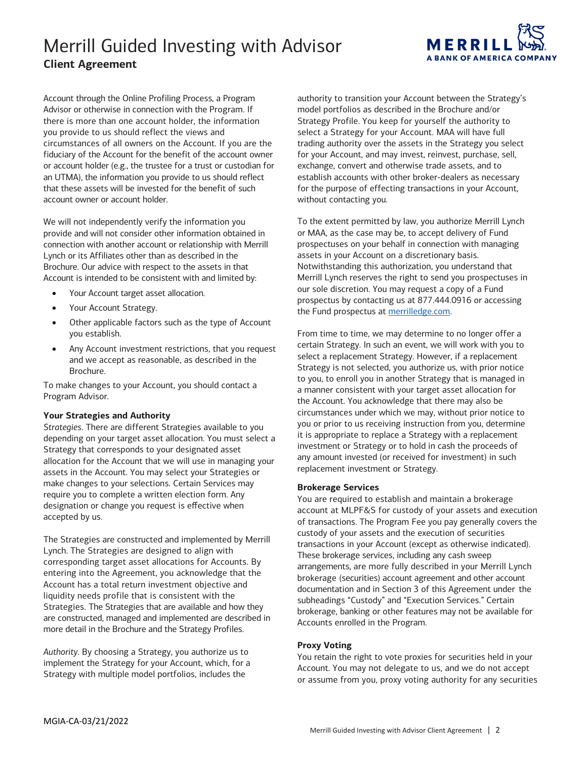Account through the Online Profiling Process, a Program Advisor or otherwise in connection with the Program. If there is more than one account holder, the information you provide to us should reflect the views and circumstances of all owners on the Account. If you are the fiduciary of the Account for the benefit of the account owner or account holder (e.g., the trustee for a trust or custodian for an UTMA), the information you provide to us should reflect that these assets will be invested for the benefit of such account owner or account holder.

We will not independently verify the information you provide and will not consider other information obtained in connection with another account or relationship with Merrill Lynch or its Affiliates other than as described in the Brochure. Our advice with respect to the assets in that Account is intended to be consistent with and limited by:

- Your Account target asset allocation.
- Your Account Strategy.
- Other applicable factors such as the type of Account you establish.
- Any Account investment restrictions, that you request and we accept as reasonable, as described in the Brochure.

To make changes to your Account, you should contact a Program Advisor.

**Your Strategies and Authority**

*Strategies*. There are different Strategies available to you depending on your target asset allocation. You must select a Strategy that corresponds to your designated asset allocation for the Account that we will use in managing your assets in the Account. You may select your Strategies or make changes to your selections. Certain Services may require you to complete a written election form. Any designation or change you request is effective when accepted by us.

The Strategies are constructed and implemented by Merrill Lynch. The Strategies are designed to align with corresponding target asset allocations for Accounts. By entering into the Agreement, you acknowledge that the Account has a total return investment objective and liquidity needs profile that is consistent with the Strategies. The Strategies that are available and how they are constructed, managed and implemented are described in more detail in the Brochure and the Strategy Profiles.

*Authority*. By choosing a Strategy, you authorize us to implement the Strategy for your Account, which, for a Strategy with multiple model portfolios, includes the authority to transition your Account between the Strategy's model portfolios as described in the Brochure and/or Strategy Profile. You keep for yourself the authority to select a Strategy for your Account. MAA will have full trading authority over the assets in the Strategy you select for your Account, and may invest, reinvest, purchase, sell, exchange, convert and otherwise trade assets, and to establish accounts with other broker-dealers as necessary for the purpose of effecting transactions in your Account, without contacting you.

To the extent permitted by law, you authorize Merrill Lynch or MAA, as the case may be, to accept delivery of Fund prospectuses on your behalf in connection with managing assets in your Account on a discretionary basis. Notwithstanding this authorization, you understand that Merrill Lynch reserves the right to send you prospectuses in our sole discretion. You may request a copy of a Fund prospectus by contacting us at 877.444.0916 or accessing the Fund prospectus at merrilledge.com.

From time to time, we may determine to no longer offer a certain Strategy. In such an event, we will work with you to select a replacement Strategy. However, if a replacement Strategy is not selected, you authorize us, with prior notice to you, to enroll you in another Strategy that is managed in a manner consistent with your target asset allocation for the Account. You acknowledge that there may also be circumstances under which we may, without prior notice to you or prior to us receiving instruction from you, determine it is appropriate to replace a Strategy with a replacement investment or Strategy or to hold in cash the proceeds of any amount invested (or received for investment) in such replacement investment or Strategy.

**Brokerage Services**

You are required to establish and maintain a brokerage account at MLPF&S for custody of your assets and execution of transactions. The Program Fee you pay generally covers the custody of your assets and the execution of securities transactions in your Account (except as otherwise indicated). These brokerage services, including any cash sweep arrangements, are more fully described in your Merrill Lynch brokerage (securities) account agreement and other account documentation and in Section 3 of this Agreement under the subheadings "Custody" and "Execution Services." Certain brokerage, banking or other features may not be available for Accounts enrolled in the Program.

**Proxy Voting**

You retain the right to vote proxies for securities held in your Account. You may not delegate to us, and we do not accept or assume from you, proxy voting authority for any securities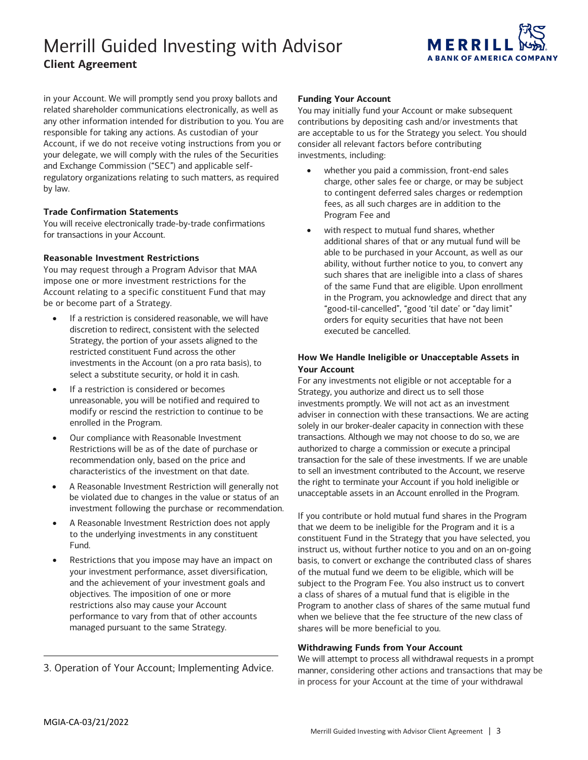in your Account. We will promptly send you proxy ballots and related shareholder communications electronically, as well as any other information intended for distribution to you. You are responsible for taking any actions. As custodian of your Account, if we do not receive voting instructions from you or your delegate, we will comply with the rules of the Securities and Exchange Commission ("SEC") and applicable self-regulatory organizations relating to such matters, as required by law.

**Trade Confirmation Statements**

You will receive electronically trade-by-trade confirmations for transactions in your Account.

**Reasonable Investment Restrictions**

You may request through a Program Advisor that MAA impose one or more investment restrictions for the Account relating to a specific constituent Fund that may be or become part of a Strategy.

- If a restriction is considered reasonable, we will have discretion to redirect, consistent with the selected Strategy, the portion of your assets aligned to the restricted constituent Fund across the other investments in the Account (on a pro rata basis), to select a substitute security, or hold it in cash.
- If a restriction is considered or becomes unreasonable, you will be notified and required to modify or rescind the restriction to continue to be enrolled in the Program.
- Our compliance with Reasonable Investment Restrictions will be as of the date of purchase or recommendation only, based on the price and characteristics of the investment on that date.
- A Reasonable Investment Restriction will generally not be violated due to changes in the value or status of an investment following the purchase or recommendation.
- A Reasonable Investment Restriction does not apply to the underlying investments in any constituent Fund.
- Restrictions that you impose may have an impact on your investment performance, asset diversification, and the achievement of your investment goals and objectives. The imposition of one or more restrictions also may cause your Account performance to vary from that of other accounts managed pursuant to the same Strategy.

## 3. Operation of Your Account; Implementing Advice.

**Funding Your Account**

You may initially fund your Account or make subsequent contributions by depositing cash and/or investments that are acceptable to us for the Strategy you select. You should consider all relevant factors before contributing investments, including:

- whether you paid a commission, front-end sales charge, other sales fee or charge, or may be subject to contingent deferred sales charges or redemption fees, as all such charges are in addition to the Program Fee and
- with respect to mutual fund shares, whether additional shares of that or any mutual fund will be able to be purchased in your Account, as well as our ability, without further notice to you, to convert any such shares that are ineligible into a class of shares of the same Fund that are eligible. Upon enrollment in the Program, you acknowledge and direct that any "good-til-cancelled", "good 'til date' or "day limit" orders for equity securities that have not been executed be cancelled.

**How We Handle Ineligible or Unacceptable Assets in Your Account**

For any investments not eligible or not acceptable for a Strategy, you authorize and direct us to sell those investments promptly. We will not act as an investment adviser in connection with these transactions. We are acting solely in our broker-dealer capacity in connection with these transactions. Although we may not choose to do so, we are authorized to charge a commission or execute a principal transaction for the sale of these investments. If we are unable to sell an investment contributed to the Account, we reserve the right to terminate your Account if you hold ineligible or unacceptable assets in an Account enrolled in the Program.

If you contribute or hold mutual fund shares in the Program that we deem to be ineligible for the Program and it is a constituent Fund in the Strategy that you have selected, you instruct us, without further notice to you and on an on-going basis, to convert or exchange the contributed class of shares of the mutual fund we deem to be eligible, which will be subject to the Program Fee. You also instruct us to convert a class of shares of a mutual fund that is eligible in the Program to another class of shares of the same mutual fund when we believe that the fee structure of the new class of shares will be more beneficial to you.

**Withdrawing Funds from Your Account**

We will attempt to process all withdrawal requests in a prompt manner, considering other actions and transactions that may be in process for your Account at the time of your withdrawal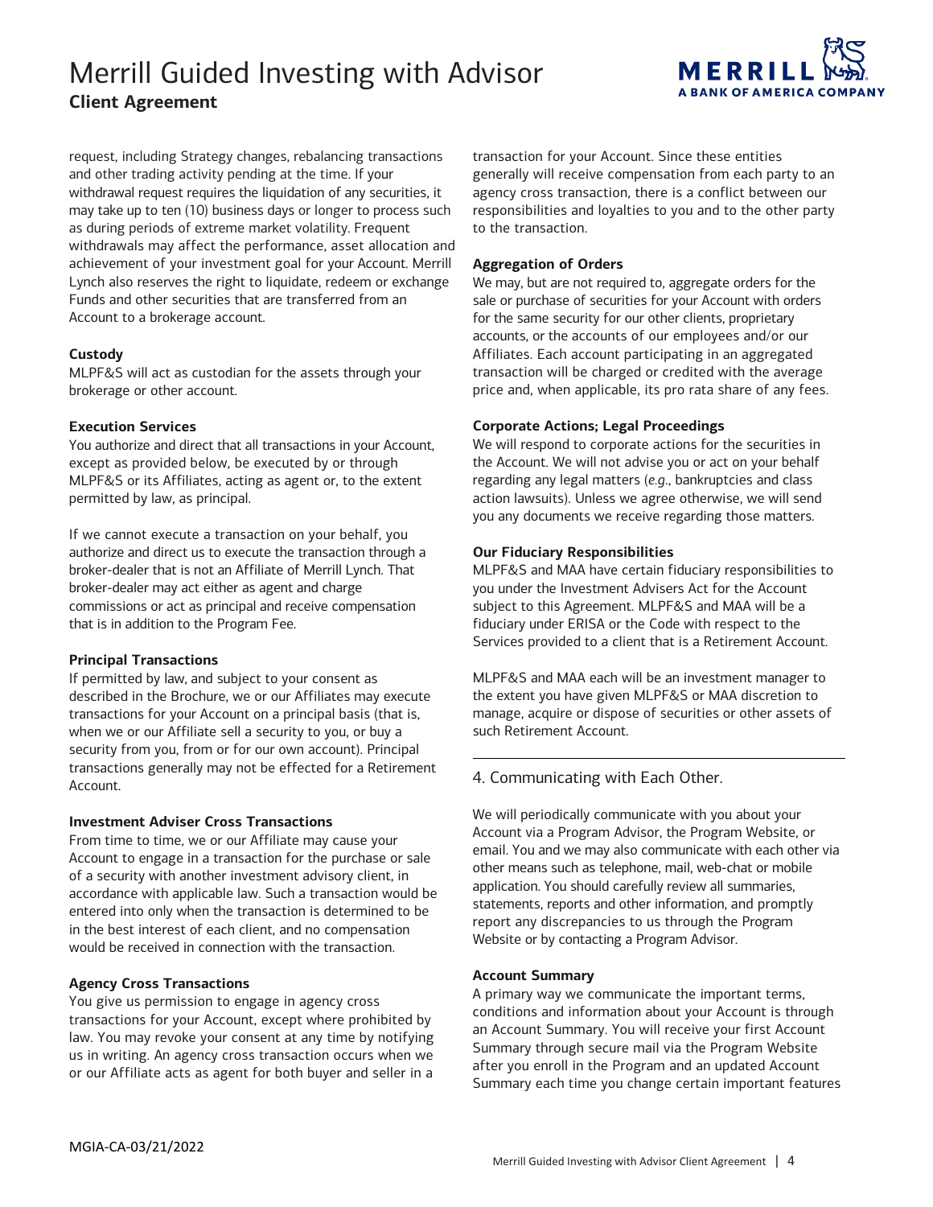request, including Strategy changes, rebalancing transactions and other trading activity pending at the time. If your withdrawal request requires the liquidation of any securities, it may take up to ten (10) business days or longer to process such as during periods of extreme market volatility. Frequent withdrawals may affect the performance, asset allocation and achievement of your investment goal for your Account. Merrill Lynch also reserves the right to liquidate, redeem or exchange Funds and other securities that are transferred from an Account to a brokerage account.

**Custody**

MLPF&S will act as custodian for the assets through your brokerage or other account.

**Execution Services**

You authorize and direct that all transactions in your Account, except as provided below, be executed by or through MLPF&S or its Affiliates, acting as agent or, to the extent permitted by law, as principal.

If we cannot execute a transaction on your behalf, you authorize and direct us to execute the transaction through a broker-dealer that is not an Affiliate of Merrill Lynch. That broker-dealer may act either as agent and charge commissions or act as principal and receive compensation that is in addition to the Program Fee.

**Principal Transactions**

If permitted by law, and subject to your consent as described in the Brochure, we or our Affiliates may execute transactions for your Account on a principal basis (that is, when we or our Affiliate sell a security to you, or buy a security from you, from or for our own account). Principal transactions generally may not be effected for a Retirement Account.

**Investment Adviser Cross Transactions**

From time to time, we or our Affiliate may cause your Account to engage in a transaction for the purchase or sale of a security with another investment advisory client, in accordance with applicable law. Such a transaction would be entered into only when the transaction is determined to be in the best interest of each client, and no compensation would be received in connection with the transaction.

**Agency Cross Transactions**

You give us permission to engage in agency cross transactions for your Account, except where prohibited by law. You may revoke your consent at any time by notifying us in writing. An agency cross transaction occurs when we or our Affiliate acts as agent for both buyer and seller in a transaction for your Account. Since these entities generally will receive compensation from each party to an agency cross transaction, there is a conflict between our responsibilities and loyalties to you and to the other party to the transaction.

**Aggregation of Orders**

We may, but are not required to, aggregate orders for the sale or purchase of securities for your Account with orders for the same security for our other clients, proprietary accounts, or the accounts of our employees and/or our Affiliates. Each account participating in an aggregated transaction will be charged or credited with the average price and, when applicable, its pro rata share of any fees.

**Corporate Actions; Legal Proceedings**

We will respond to corporate actions for the securities in the Account. We will not advise you or act on your behalf regarding any legal matters (*e.g.*, bankruptcies and class action lawsuits). Unless we agree otherwise, we will send you any documents we receive regarding those matters.

**Our Fiduciary Responsibilities**

MLPF&S and MAA have certain fiduciary responsibilities to you under the Investment Advisers Act for the Account subject to this Agreement. MLPF&S and MAA will be a fiduciary under ERISA or the Code with respect to the Services provided to a client that is a Retirement Account.

MLPF&S and MAA each will be an investment manager to the extent you have given MLPF&S or MAA discretion to manage, acquire or dispose of securities or other assets of such Retirement Account.

## 4. Communicating with Each Other.

We will periodically communicate with you about your Account via a Program Advisor, the Program Website, or email. You and we may also communicate with each other via other means such as telephone, mail, web-chat or mobile application. You should carefully review all summaries, statements, reports and other information, and promptly report any discrepancies to us through the Program Website or by contacting a Program Advisor.

**Account Summary**

A primary way we communicate the important terms, conditions and information about your Account is through an Account Summary. You will receive your first Account Summary through secure mail via the Program Website after you enroll in the Program and an updated Account Summary each time you change certain important features

MGIA-CA-03/21/2022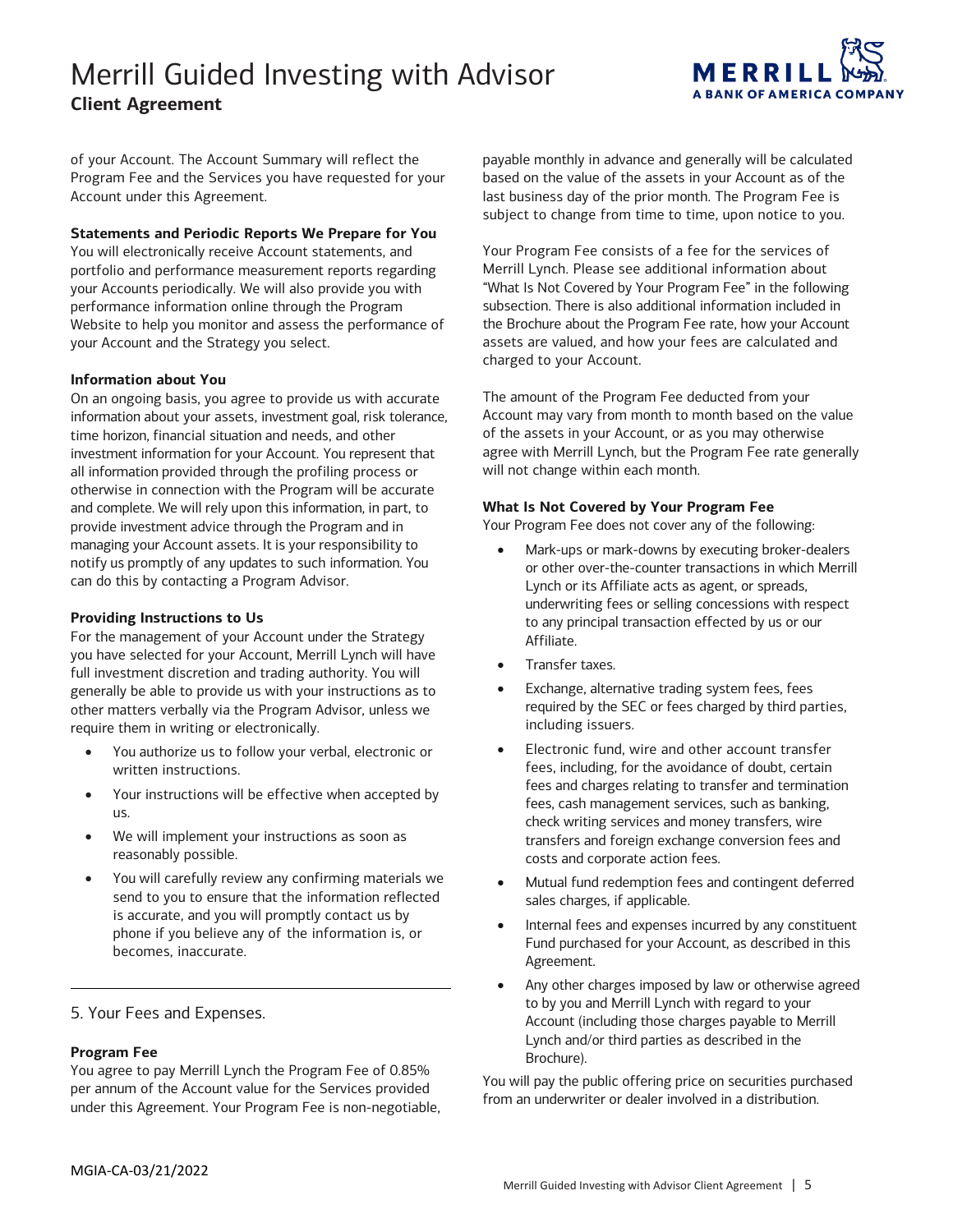of your Account. The Account Summary will reflect the Program Fee and the Services you have requested for your Account under this Agreement.

**Statements and Periodic Reports We Prepare for You**

You will electronically receive Account statements, and portfolio and performance measurement reports regarding your Accounts periodically. We will also provide you with performance information online through the Program Website to help you monitor and assess the performance of your Account and the Strategy you select.

**Information about You**

On an ongoing basis, you agree to provide us with accurate information about your assets, investment goal, risk tolerance, time horizon, financial situation and needs, and other investment information for your Account. You represent that all information provided through the profiling process or otherwise in connection with the Program will be accurate and complete. We will rely upon this information, in part, to provide investment advice through the Program and in managing your Account assets. It is your responsibility to notify us promptly of any updates to such information. You can do this by contacting a Program Advisor.

**Providing Instructions to Us**

For the management of your Account under the Strategy you have selected for your Account, Merrill Lynch will have full investment discretion and trading authority. You will generally be able to provide us with your instructions as to other matters verbally via the Program Advisor, unless we require them in writing or electronically.

- You authorize us to follow your verbal, electronic or written instructions.
- Your instructions will be effective when accepted by us.
- We will implement your instructions as soon as reasonably possible.
- You will carefully review any confirming materials we send to you to ensure that the information reflected is accurate, and you will promptly contact us by phone if you believe any of the information is, or becomes, inaccurate.

## 5. Your Fees and Expenses.

**Program Fee**

You agree to pay Merrill Lynch the Program Fee of 0.85% per annum of the Account value for the Services provided under this Agreement. Your Program Fee is non-negotiable, payable monthly in advance and generally will be calculated based on the value of the assets in your Account as of the last business day of the prior month. The Program Fee is subject to change from time to time, upon notice to you.

Your Program Fee consists of a fee for the services of Merrill Lynch. Please see additional information about "What Is Not Covered by Your Program Fee" in the following subsection. There is also additional information included in the Brochure about the Program Fee rate, how your Account assets are valued, and how your fees are calculated and charged to your Account.

The amount of the Program Fee deducted from your Account may vary from month to month based on the value of the assets in your Account, or as you may otherwise agree with Merrill Lynch, but the Program Fee rate generally will not change within each month.

**What Is Not Covered by Your Program Fee**

Your Program Fee does not cover any of the following:

- Mark-ups or mark-downs by executing broker-dealers or other over-the-counter transactions in which Merrill Lynch or its Affiliate acts as agent, or spreads, underwriting fees or selling concessions with respect to any principal transaction effected by us or our Affiliate.
- Transfer taxes.
- Exchange, alternative trading system fees, fees required by the SEC or fees charged by third parties, including issuers.
- Electronic fund, wire and other account transfer fees, including, for the avoidance of doubt, certain fees and charges relating to transfer and termination fees, cash management services, such as banking, check writing services and money transfers, wire transfers and foreign exchange conversion fees and costs and corporate action fees.
- Mutual fund redemption fees and contingent deferred sales charges, if applicable.
- Internal fees and expenses incurred by any constituent Fund purchased for your Account, as described in this Agreement.
- Any other charges imposed by law or otherwise agreed to by you and Merrill Lynch with regard to your Account (including those charges payable to Merrill Lynch and/or third parties as described in the Brochure).

You will pay the public offering price on securities purchased from an underwriter or dealer involved in a distribution.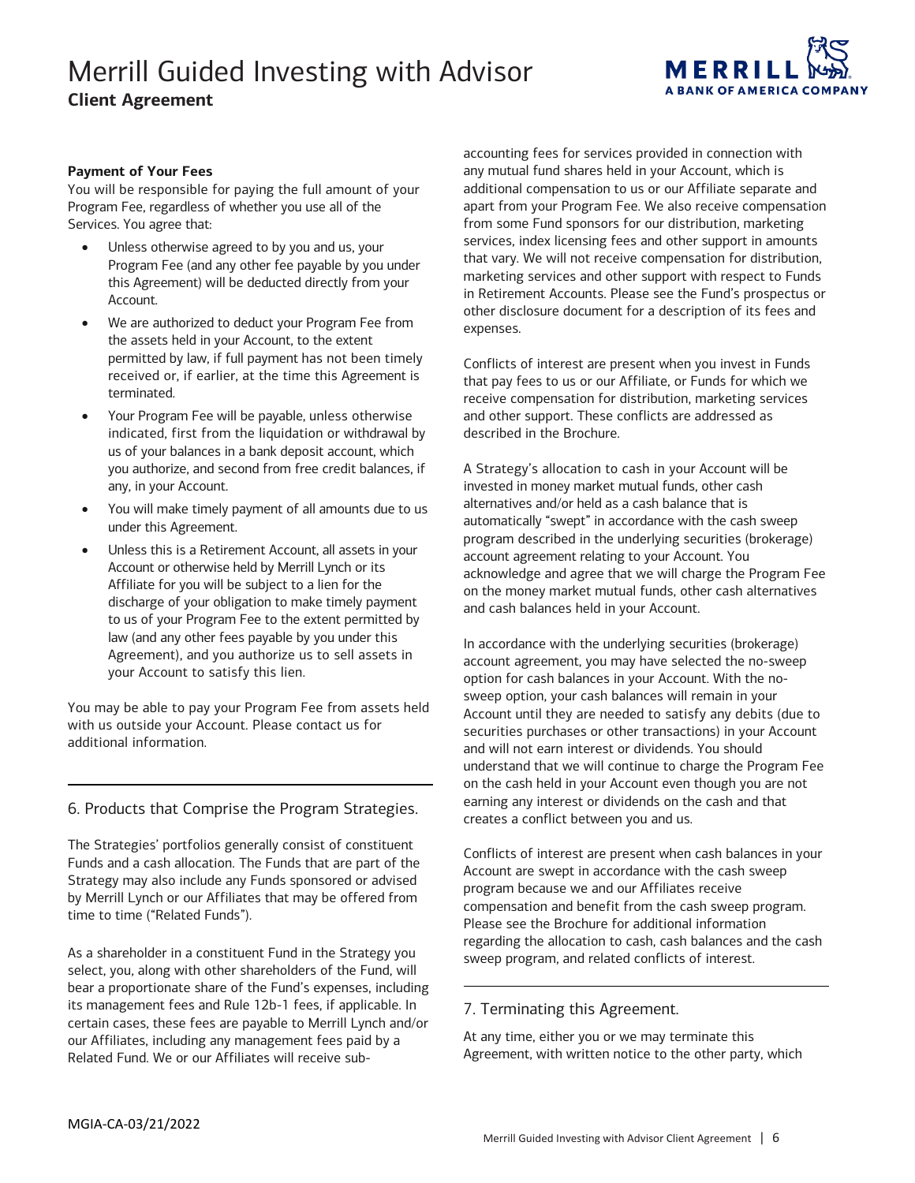**Payment of Your Fees**

You will be responsible for paying the full amount of your Program Fee, regardless of whether you use all of the Services. You agree that:

- Unless otherwise agreed to by you and us, your Program Fee (and any other fee payable by you under this Agreement) will be deducted directly from your Account.
- We are authorized to deduct your Program Fee from the assets held in your Account, to the extent permitted by law, if full payment has not been timely received or, if earlier, at the time this Agreement is terminated.
- Your Program Fee will be payable, unless otherwise indicated, first from the liquidation or withdrawal by us of your balances in a bank deposit account, which you authorize, and second from free credit balances, if any, in your Account.
- You will make timely payment of all amounts due to us under this Agreement.
- Unless this is a Retirement Account, all assets in your Account or otherwise held by Merrill Lynch or its Affiliate for you will be subject to a lien for the discharge of your obligation to make timely payment to us of your Program Fee to the extent permitted by law (and any other fees payable by you under this Agreement), and you authorize us to sell assets in your Account to satisfy this lien.

You may be able to pay your Program Fee from assets held with us outside your Account. Please contact us for additional information.

## 6. Products that Comprise the Program Strategies.

The Strategies' portfolios generally consist of constituent Funds and a cash allocation. The Funds that are part of the Strategy may also include any Funds sponsored or advised by Merrill Lynch or our Affiliates that may be offered from time to time ("Related Funds").

As a shareholder in a constituent Fund in the Strategy you select, you, along with other shareholders of the Fund, will bear a proportionate share of the Fund's expenses, including its management fees and Rule 12b-1 fees, if applicable. In certain cases, these fees are payable to Merrill Lynch and/or our Affiliates, including any management fees paid by a Related Fund. We or our Affiliates will receive sub-accounting fees for services provided in connection with any mutual fund shares held in your Account, which is additional compensation to us or our Affiliate separate and apart from your Program Fee. We also receive compensation from some Fund sponsors for our distribution, marketing services, index licensing fees and other support in amounts that vary. We will not receive compensation for distribution, marketing services and other support with respect to Funds in Retirement Accounts. Please see the Fund's prospectus or other disclosure document for a description of its fees and expenses.

Conflicts of interest are present when you invest in Funds that pay fees to us or our Affiliate, or Funds for which we receive compensation for distribution, marketing services and other support. These conflicts are addressed as described in the Brochure.

A Strategy's allocation to cash in your Account will be invested in money market mutual funds, other cash alternatives and/or held as a cash balance that is automatically "swept" in accordance with the cash sweep program described in the underlying securities (brokerage) account agreement relating to your Account. You acknowledge and agree that we will charge the Program Fee on the money market mutual funds, other cash alternatives and cash balances held in your Account.

In accordance with the underlying securities (brokerage) account agreement, you may have selected the no-sweep option for cash balances in your Account. With the no-sweep option, your cash balances will remain in your Account until they are needed to satisfy any debits (due to securities purchases or other transactions) in your Account and will not earn interest or dividends. You should understand that we will continue to charge the Program Fee on the cash held in your Account even though you are not earning any interest or dividends on the cash and that creates a conflict between you and us.

Conflicts of interest are present when cash balances in your Account are swept in accordance with the cash sweep program because we and our Affiliates receive compensation and benefit from the cash sweep program. Please see the Brochure for additional information regarding the allocation to cash, cash balances and the cash sweep program, and related conflicts of interest.

## 7. Terminating this Agreement.

At any time, either you or we may terminate this Agreement, with written notice to the other party, which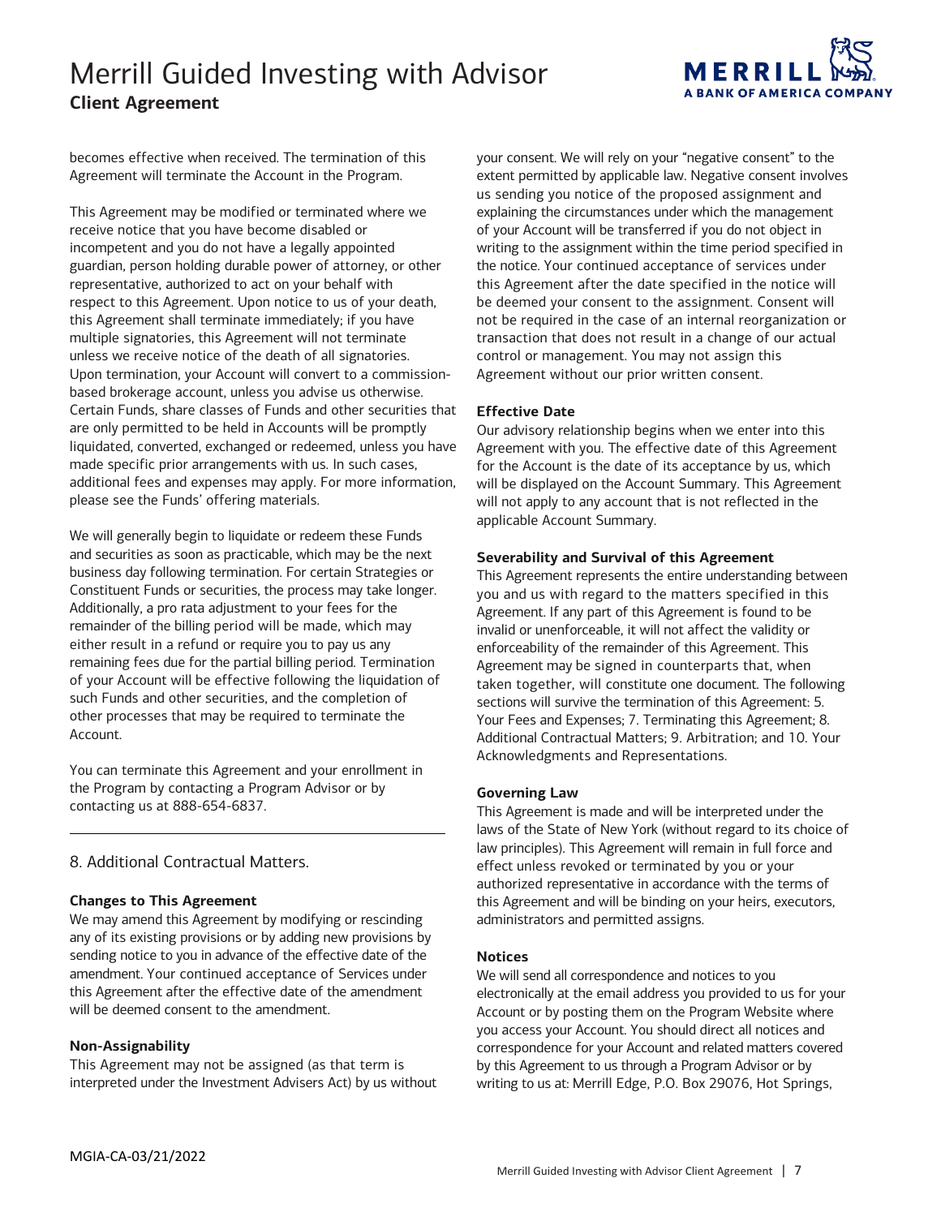becomes effective when received. The termination of this Agreement will terminate the Account in the Program.

This Agreement may be modified or terminated where we receive notice that you have become disabled or incompetent and you do not have a legally appointed guardian, person holding durable power of attorney, or other representative, authorized to act on your behalf with respect to this Agreement. Upon notice to us of your death, this Agreement shall terminate immediately; if you have multiple signatories, this Agreement will not terminate unless we receive notice of the death of all signatories. Upon termination, your Account will convert to a commission-based brokerage account, unless you advise us otherwise. Certain Funds, share classes of Funds and other securities that are only permitted to be held in Accounts will be promptly liquidated, converted, exchanged or redeemed, unless you have made specific prior arrangements with us. In such cases, additional fees and expenses may apply. For more information, please see the Funds' offering materials.

We will generally begin to liquidate or redeem these Funds and securities as soon as practicable, which may be the next business day following termination. For certain Strategies or Constituent Funds or securities, the process may take longer. Additionally, a pro rata adjustment to your fees for the remainder of the billing period will be made, which may either result in a refund or require you to pay us any remaining fees due for the partial billing period. Termination of your Account will be effective following the liquidation of such Funds and other securities, and the completion of other processes that may be required to terminate the Account.

You can terminate this Agreement and your enrollment in the Program by contacting a Program Advisor or by contacting us at 888-654-6837.

## 8. Additional Contractual Matters.

**Changes to This Agreement**

We may amend this Agreement by modifying or rescinding any of its existing provisions or by adding new provisions by sending notice to you in advance of the effective date of the amendment. Your continued acceptance of Services under this Agreement after the effective date of the amendment will be deemed consent to the amendment.

**Non-Assignability**

This Agreement may not be assigned (as that term is interpreted under the Investment Advisers Act) by us without your consent. We will rely on your "negative consent" to the extent permitted by applicable law. Negative consent involves us sending you notice of the proposed assignment and explaining the circumstances under which the management of your Account will be transferred if you do not object in writing to the assignment within the time period specified in the notice. Your continued acceptance of services under this Agreement after the date specified in the notice will be deemed your consent to the assignment. Consent will not be required in the case of an internal reorganization or transaction that does not result in a change of our actual control or management. You may not assign this Agreement without our prior written consent.

**Effective Date**

Our advisory relationship begins when we enter into this Agreement with you. The effective date of this Agreement for the Account is the date of its acceptance by us, which will be displayed on the Account Summary. This Agreement will not apply to any account that is not reflected in the applicable Account Summary.

**Severability and Survival of this Agreement**

This Agreement represents the entire understanding between you and us with regard to the matters specified in this Agreement. If any part of this Agreement is found to be invalid or unenforceable, it will not affect the validity or enforceability of the remainder of this Agreement. This Agreement may be signed in counterparts that, when taken together, will constitute one document. The following sections will survive the termination of this Agreement: 5. Your Fees and Expenses; 7. Terminating this Agreement; 8. Additional Contractual Matters; 9. Arbitration; and 10. Your Acknowledgments and Representations.

**Governing Law**

This Agreement is made and will be interpreted under the laws of the State of New York (without regard to its choice of law principles). This Agreement will remain in full force and effect unless revoked or terminated by you or your authorized representative in accordance with the terms of this Agreement and will be binding on your heirs, executors, administrators and permitted assigns.

**Notices**

We will send all correspondence and notices to you electronically at the email address you provided to us for your Account or by posting them on the Program Website where you access your Account. You should direct all notices and correspondence for your Account and related matters covered by this Agreement to us through a Program Advisor or by writing to us at: Merrill Edge, P.O. Box 29076, Hot Springs,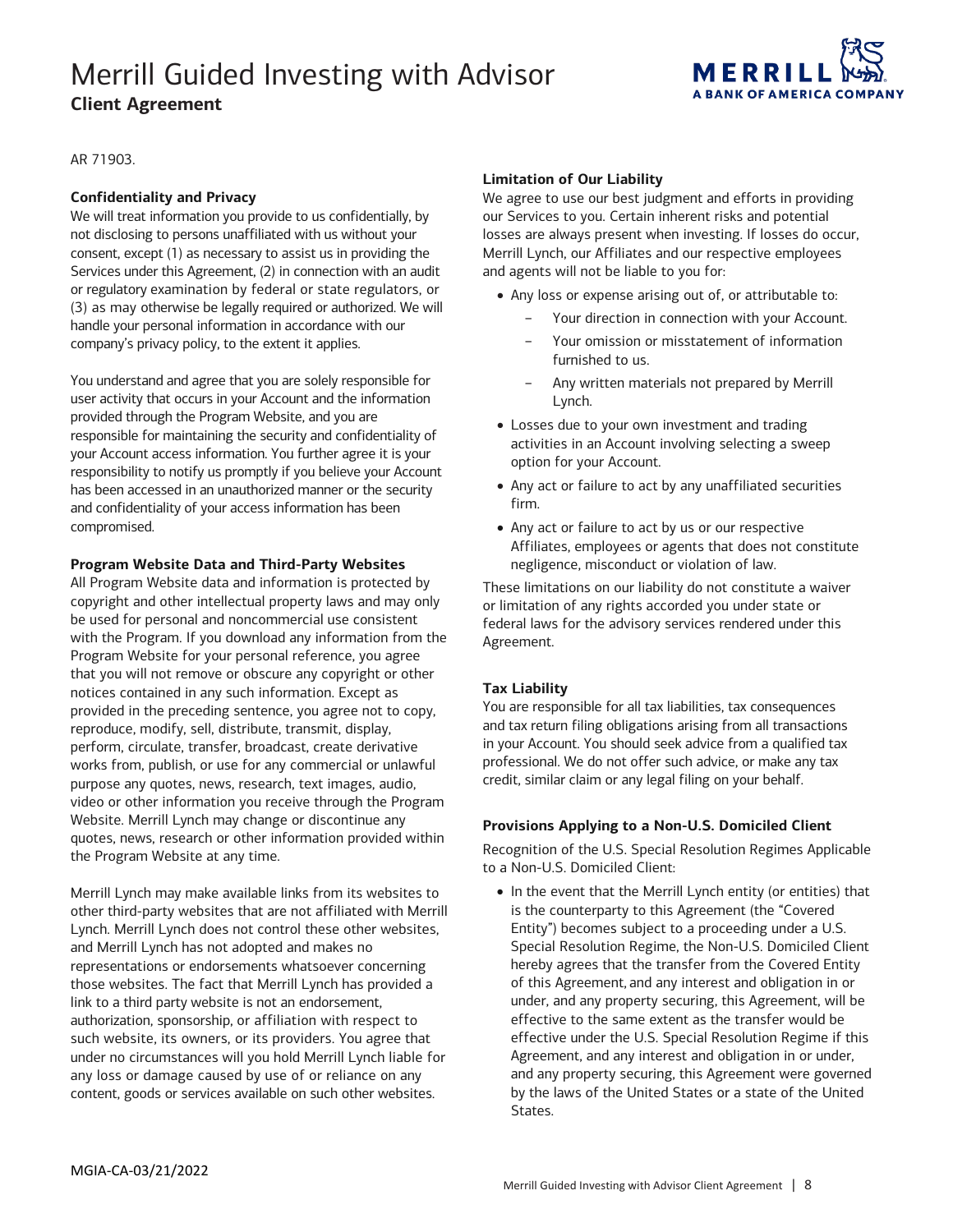AR 71903.

**Confidentiality and Privacy**

We will treat information you provide to us confidentially, by not disclosing to persons unaffiliated with us without your consent, except (1) as necessary to assist us in providing the Services under this Agreement, (2) in connection with an audit or regulatory examination by federal or state regulators, or (3) as may otherwise be legally required or authorized. We will handle your personal information in accordance with our company's privacy policy, to the extent it applies.

You understand and agree that you are solely responsible for user activity that occurs in your Account and the information provided through the Program Website, and you are responsible for maintaining the security and confidentiality of your Account access information. You further agree it is your responsibility to notify us promptly if you believe your Account has been accessed in an unauthorized manner or the security and confidentiality of your access information has been compromised.

**Program Website Data and Third-Party Websites**

All Program Website data and information is protected by copyright and other intellectual property laws and may only be used for personal and noncommercial use consistent with the Program. If you download any information from the Program Website for your personal reference, you agree that you will not remove or obscure any copyright or other notices contained in any such information. Except as provided in the preceding sentence, you agree not to copy, reproduce, modify, sell, distribute, transmit, display, perform, circulate, transfer, broadcast, create derivative works from, publish, or use for any commercial or unlawful purpose any quotes, news, research, text images, audio, video or other information you receive through the Program Website. Merrill Lynch may change or discontinue any quotes, news, research or other information provided within the Program Website at any time.

Merrill Lynch may make available links from its websites to other third-party websites that are not affiliated with Merrill Lynch. Merrill Lynch does not control these other websites, and Merrill Lynch has not adopted and makes no representations or endorsements whatsoever concerning those websites. The fact that Merrill Lynch has provided a link to a third party website is not an endorsement, authorization, sponsorship, or affiliation with respect to such website, its owners, or its providers. You agree that under no circumstances will you hold Merrill Lynch liable for any loss or damage caused by use of or reliance on any content, goods or services available on such other websites.

**Limitation of Our Liability**

We agree to use our best judgment and efforts in providing our Services to you. Certain inherent risks and potential losses are always present when investing. If losses do occur, Merrill Lynch, our Affiliates and our respective employees and agents will not be liable to you for:

- Any loss or expense arising out of, or attributable to:
  - Your direction in connection with your Account.
  - Your omission or misstatement of information furnished to us.
  - Any written materials not prepared by Merrill Lynch.
- Losses due to your own investment and trading activities in an Account involving selecting a sweep option for your Account.
- Any act or failure to act by any unaffiliated securities firm.
- Any act or failure to act by us or our respective Affiliates, employees or agents that does not constitute negligence, misconduct or violation of law.

These limitations on our liability do not constitute a waiver or limitation of any rights accorded you under state or federal laws for the advisory services rendered under this Agreement.

**Tax Liability**

You are responsible for all tax liabilities, tax consequences and tax return filing obligations arising from all transactions in your Account. You should seek advice from a qualified tax professional. We do not offer such advice, or make any tax credit, similar claim or any legal filing on your behalf.

**Provisions Applying to a Non-U.S. Domiciled Client**

Recognition of the U.S. Special Resolution Regimes Applicable to a Non-U.S. Domiciled Client:

- In the event that the Merrill Lynch entity (or entities) that is the counterparty to this Agreement (the "Covered Entity") becomes subject to a proceeding under a U.S. Special Resolution Regime, the Non-U.S. Domiciled Client hereby agrees that the transfer from the Covered Entity of this Agreement, and any interest and obligation in or under, and any property securing, this Agreement, will be effective to the same extent as the transfer would be effective under the U.S. Special Resolution Regime if this Agreement, and any interest and obligation in or under, and any property securing, this Agreement were governed by the laws of the United States or a state of the United States.

MGIA-CA-03/21/2022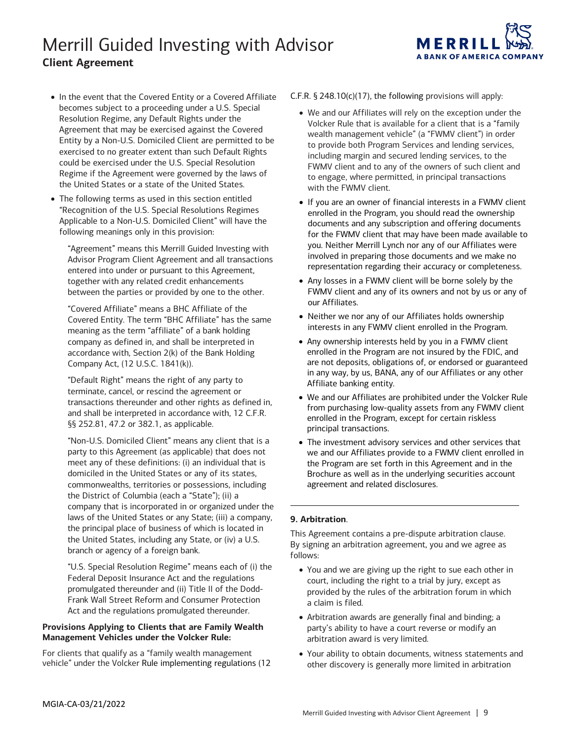- In the event that the Covered Entity or a Covered Affiliate becomes subject to a proceeding under a U.S. Special Resolution Regime, any Default Rights under the Agreement that may be exercised against the Covered Entity by a Non-U.S. Domiciled Client are permitted to be exercised to no greater extent than such Default Rights could be exercised under the U.S. Special Resolution Regime if the Agreement were governed by the laws of the United States or a state of the United States.
- The following terms as used in this section entitled "Recognition of the U.S. Special Resolutions Regimes Applicable to a Non-U.S. Domiciled Client" will have the following meanings only in this provision:

  "Agreement" means this Merrill Guided Investing with Advisor Program Client Agreement and all transactions entered into under or pursuant to this Agreement, together with any related credit enhancements between the parties or provided by one to the other.

  "Covered Affiliate" means a BHC Affiliate of the Covered Entity. The term "BHC Affiliate" has the same meaning as the term "affiliate" of a bank holding company as defined in, and shall be interpreted in accordance with, Section 2(k) of the Bank Holding Company Act, (12 U.S.C. 1841(k)).

  "Default Right" means the right of any party to terminate, cancel, or rescind the agreement or transactions thereunder and other rights as defined in, and shall be interpreted in accordance with, 12 C.F.R. §§ 252.81, 47.2 or 382.1, as applicable.

  "Non-U.S. Domiciled Client" means any client that is a party to this Agreement (as applicable) that does not meet any of these definitions: (i) an individual that is domiciled in the United States or any of its states, commonwealths, territories or possessions, including the District of Columbia (each a "State"); (ii) a company that is incorporated in or organized under the laws of the United States or any State; (iii) a company, the principal place of business of which is located in the United States, including any State, or (iv) a U.S. branch or agency of a foreign bank.

  "U.S. Special Resolution Regime" means each of (i) the Federal Deposit Insurance Act and the regulations promulgated thereunder and (ii) Title II of the Dodd-Frank Wall Street Reform and Consumer Protection Act and the regulations promulgated thereunder.

**Provisions Applying to Clients that are Family Wealth Management Vehicles under the Volcker Rule:**

For clients that qualify as a "family wealth management vehicle" under the Volcker Rule implementing regulations (12 C.F.R. § 248.10(c)(17), the following provisions will apply:

- We and our Affiliates will rely on the exception under the Volcker Rule that is available for a client that is a "family wealth management vehicle" (a "FWMV client") in order to provide both Program Services and lending services, including margin and secured lending services, to the FWMV client and to any of the owners of such client and to engage, where permitted, in principal transactions with the FWMV client.
- If you are an owner of financial interests in a FWMV client enrolled in the Program, you should read the ownership documents and any subscription and offering documents for the FWMV client that may have been made available to you. Neither Merrill Lynch nor any of our Affiliates were involved in preparing those documents and we make no representation regarding their accuracy or completeness.
- Any losses in a FWMV client will be borne solely by the FWMV client and any of its owners and not by us or any of our Affiliates.
- Neither we nor any of our Affiliates holds ownership interests in any FWMV client enrolled in the Program.
- Any ownership interests held by you in a FWMV client enrolled in the Program are not insured by the FDIC, and are not deposits, obligations of, or endorsed or guaranteed in any way, by us, BANA, any of our Affiliates or any other Affiliate banking entity.
- We and our Affiliates are prohibited under the Volcker Rule from purchasing low-quality assets from any FWMV client enrolled in the Program, except for certain riskless principal transactions.
- The investment advisory services and other services that we and our Affiliates provide to a FWMV client enrolled in the Program are set forth in this Agreement and in the Brochure as well as in the underlying securities account agreement and related disclosures.

---

**9. Arbitration**.

This Agreement contains a pre-dispute arbitration clause. By signing an arbitration agreement, you and we agree as follows:

- You and we are giving up the right to sue each other in court, including the right to a trial by jury, except as provided by the rules of the arbitration forum in which a claim is filed.
- Arbitration awards are generally final and binding; a party's ability to have a court reverse or modify an arbitration award is very limited.
- Your ability to obtain documents, witness statements and other discovery is generally more limited in arbitration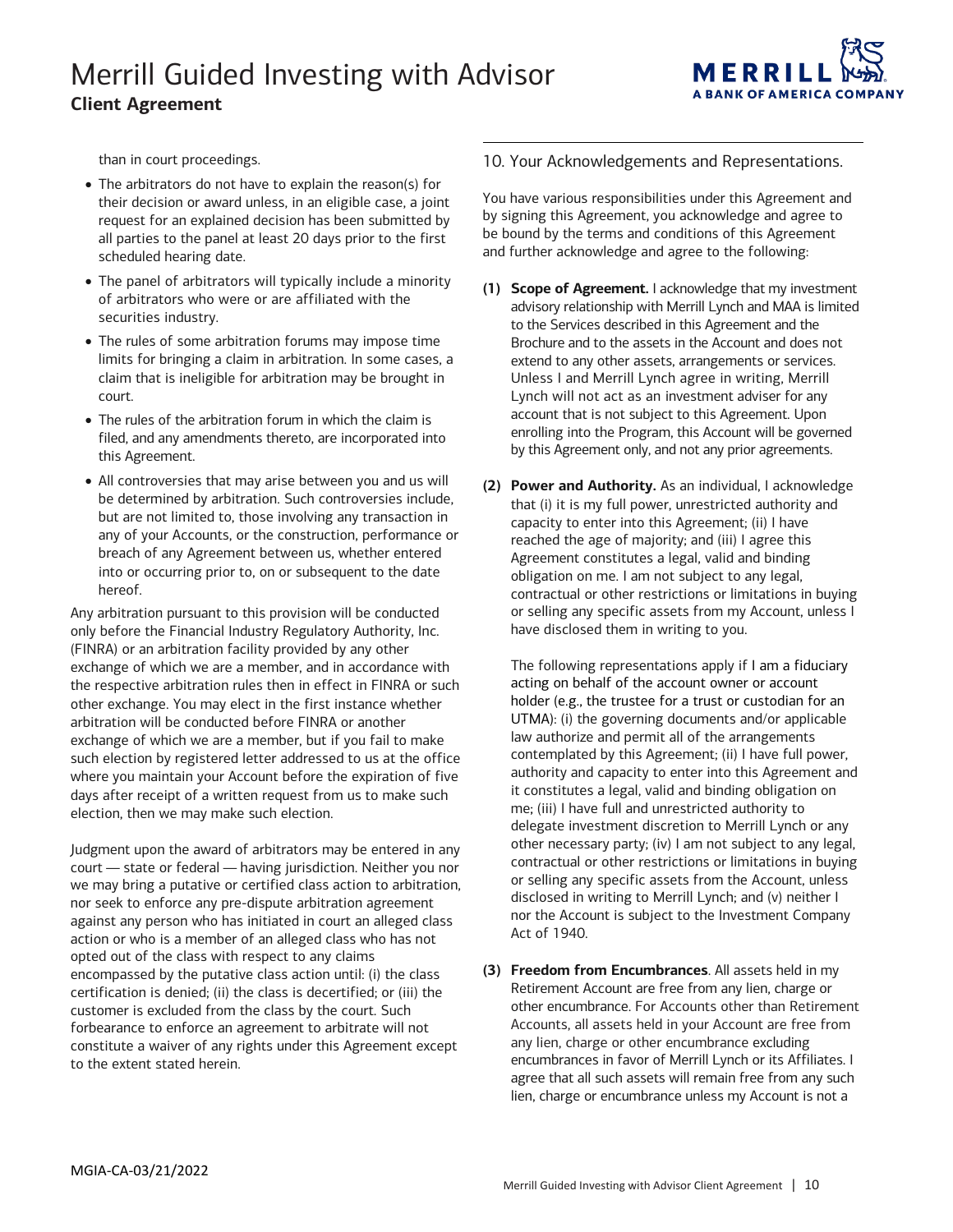than in court proceedings.

- The arbitrators do not have to explain the reason(s) for their decision or award unless, in an eligible case, a joint request for an explained decision has been submitted by all parties to the panel at least 20 days prior to the first scheduled hearing date.
- The panel of arbitrators will typically include a minority of arbitrators who were or are affiliated with the securities industry.
- The rules of some arbitration forums may impose time limits for bringing a claim in arbitration. In some cases, a claim that is ineligible for arbitration may be brought in court.
- The rules of the arbitration forum in which the claim is filed, and any amendments thereto, are incorporated into this Agreement.
- All controversies that may arise between you and us will be determined by arbitration. Such controversies include, but are not limited to, those involving any transaction in any of your Accounts, or the construction, performance or breach of any Agreement between us, whether entered into or occurring prior to, on or subsequent to the date hereof.

Any arbitration pursuant to this provision will be conducted only before the Financial Industry Regulatory Authority, Inc. (FINRA) or an arbitration facility provided by any other exchange of which we are a member, and in accordance with the respective arbitration rules then in effect in FINRA or such other exchange. You may elect in the first instance whether arbitration will be conducted before FINRA or another exchange of which we are a member, but if you fail to make such election by registered letter addressed to us at the office where you maintain your Account before the expiration of five days after receipt of a written request from us to make such election, then we may make such election.

Judgment upon the award of arbitrators may be entered in any court — state or federal — having jurisdiction. Neither you nor we may bring a putative or certified class action to arbitration, nor seek to enforce any pre-dispute arbitration agreement against any person who has initiated in court an alleged class action or who is a member of an alleged class who has not opted out of the class with respect to any claims encompassed by the putative class action until: (i) the class certification is denied; (ii) the class is decertified; or (iii) the customer is excluded from the class by the court. Such forbearance to enforce an agreement to arbitrate will not constitute a waiver of any rights under this Agreement except to the extent stated herein.

## 10. Your Acknowledgements and Representations.

You have various responsibilities under this Agreement and by signing this Agreement, you acknowledge and agree to be bound by the terms and conditions of this Agreement and further acknowledge and agree to the following:

**(1) Scope of Agreement.** I acknowledge that my investment advisory relationship with Merrill Lynch and MAA is limited to the Services described in this Agreement and the Brochure and to the assets in the Account and does not extend to any other assets, arrangements or services. Unless I and Merrill Lynch agree in writing, Merrill Lynch will not act as an investment adviser for any account that is not subject to this Agreement. Upon enrolling into the Program, this Account will be governed by this Agreement only, and not any prior agreements.

**(2) Power and Authority.** As an individual, I acknowledge that (i) it is my full power, unrestricted authority and capacity to enter into this Agreement; (ii) I have reached the age of majority; and (iii) I agree this Agreement constitutes a legal, valid and binding obligation on me. I am not subject to any legal, contractual or other restrictions or limitations in buying or selling any specific assets from my Account, unless I have disclosed them in writing to you.

The following representations apply if I am a fiduciary acting on behalf of the account owner or account holder (e.g., the trustee for a trust or custodian for an UTMA): (i) the governing documents and/or applicable law authorize and permit all of the arrangements contemplated by this Agreement; (ii) I have full power, authority and capacity to enter into this Agreement and it constitutes a legal, valid and binding obligation on me; (iii) I have full and unrestricted authority to delegate investment discretion to Merrill Lynch or any other necessary party; (iv) I am not subject to any legal, contractual or other restrictions or limitations in buying or selling any specific assets from the Account, unless disclosed in writing to Merrill Lynch; and (v) neither I nor the Account is subject to the Investment Company Act of 1940.

**(3) Freedom from Encumbrances**. All assets held in my Retirement Account are free from any lien, charge or other encumbrance. For Accounts other than Retirement Accounts, all assets held in your Account are free from any lien, charge or other encumbrance excluding encumbrances in favor of Merrill Lynch or its Affiliates. I agree that all such assets will remain free from any such lien, charge or encumbrance unless my Account is not a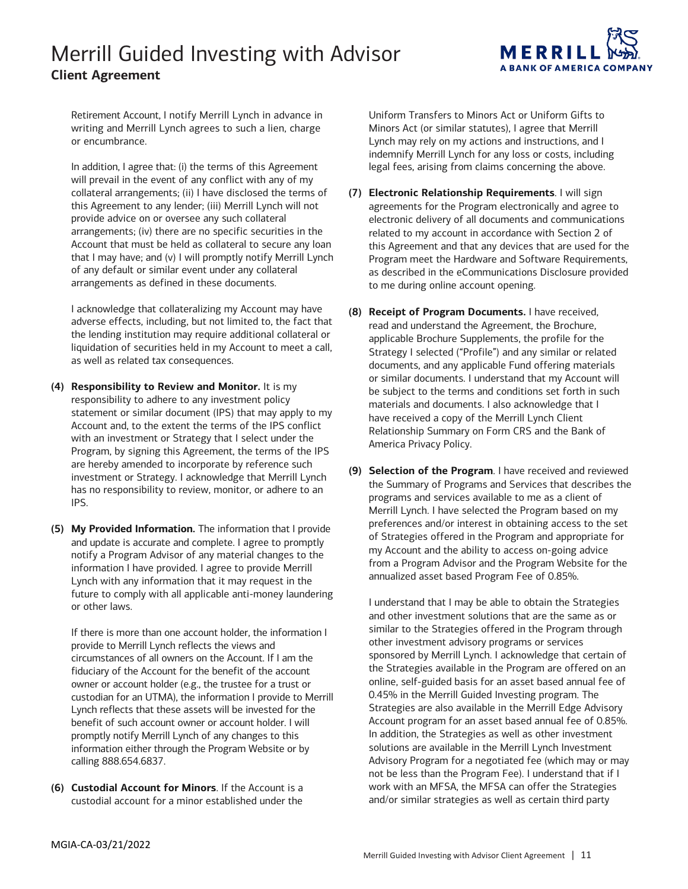Retirement Account, I notify Merrill Lynch in advance in writing and Merrill Lynch agrees to such a lien, charge or encumbrance.

In addition, I agree that: (i) the terms of this Agreement will prevail in the event of any conflict with any of my collateral arrangements; (ii) I have disclosed the terms of this Agreement to any lender; (iii) Merrill Lynch will not provide advice on or oversee any such collateral arrangements; (iv) there are no specific securities in the Account that must be held as collateral to secure any loan that I may have; and (v) I will promptly notify Merrill Lynch of any default or similar event under any collateral arrangements as defined in these documents.

I acknowledge that collateralizing my Account may have adverse effects, including, but not limited to, the fact that the lending institution may require additional collateral or liquidation of securities held in my Account to meet a call, as well as related tax consequences.

**(4) Responsibility to Review and Monitor.** It is my responsibility to adhere to any investment policy statement or similar document (IPS) that may apply to my Account and, to the extent the terms of the IPS conflict with an investment or Strategy that I select under the Program, by signing this Agreement, the terms of the IPS are hereby amended to incorporate by reference such investment or Strategy. I acknowledge that Merrill Lynch has no responsibility to review, monitor, or adhere to an IPS.

**(5) My Provided Information.** The information that I provide and update is accurate and complete. I agree to promptly notify a Program Advisor of any material changes to the information I have provided. I agree to provide Merrill Lynch with any information that it may request in the future to comply with all applicable anti-money laundering or other laws.

If there is more than one account holder, the information I provide to Merrill Lynch reflects the views and circumstances of all owners on the Account. If I am the fiduciary of the Account for the benefit of the account owner or account holder (e.g., the trustee for a trust or custodian for an UTMA), the information I provide to Merrill Lynch reflects that these assets will be invested for the benefit of such account owner or account holder. I will promptly notify Merrill Lynch of any changes to this information either through the Program Website or by calling 888.654.6837.

**(6) Custodial Account for Minors**. If the Account is a custodial account for a minor established under the Uniform Transfers to Minors Act or Uniform Gifts to Minors Act (or similar statutes), I agree that Merrill Lynch may rely on my actions and instructions, and I indemnify Merrill Lynch for any loss or costs, including legal fees, arising from claims concerning the above.

**(7) Electronic Relationship Requirements**. I will sign agreements for the Program electronically and agree to electronic delivery of all documents and communications related to my account in accordance with Section 2 of this Agreement and that any devices that are used for the Program meet the Hardware and Software Requirements, as described in the eCommunications Disclosure provided to me during online account opening.

**(8) Receipt of Program Documents.** I have received, read and understand the Agreement, the Brochure, applicable Brochure Supplements, the profile for the Strategy I selected ("Profile") and any similar or related documents, and any applicable Fund offering materials or similar documents. I understand that my Account will be subject to the terms and conditions set forth in such materials and documents. I also acknowledge that I have received a copy of the Merrill Lynch Client Relationship Summary on Form CRS and the Bank of America Privacy Policy.

**(9) Selection of the Program**. I have received and reviewed the Summary of Programs and Services that describes the programs and services available to me as a client of Merrill Lynch. I have selected the Program based on my preferences and/or interest in obtaining access to the set of Strategies offered in the Program and appropriate for my Account and the ability to access on-going advice from a Program Advisor and the Program Website for the annualized asset based Program Fee of 0.85%.

I understand that I may be able to obtain the Strategies and other investment solutions that are the same as or similar to the Strategies offered in the Program through other investment advisory programs or services sponsored by Merrill Lynch. I acknowledge that certain of the Strategies available in the Program are offered on an online, self-guided basis for an asset based annual fee of 0.45% in the Merrill Guided Investing program. The Strategies are also available in the Merrill Edge Advisory Account program for an asset based annual fee of 0.85%. In addition, the Strategies as well as other investment solutions are available in the Merrill Lynch Investment Advisory Program for a negotiated fee (which may or may not be less than the Program Fee). I understand that if I work with an MFSA, the MFSA can offer the Strategies and/or similar strategies as well as certain third party

MGIA-CA-03/21/2022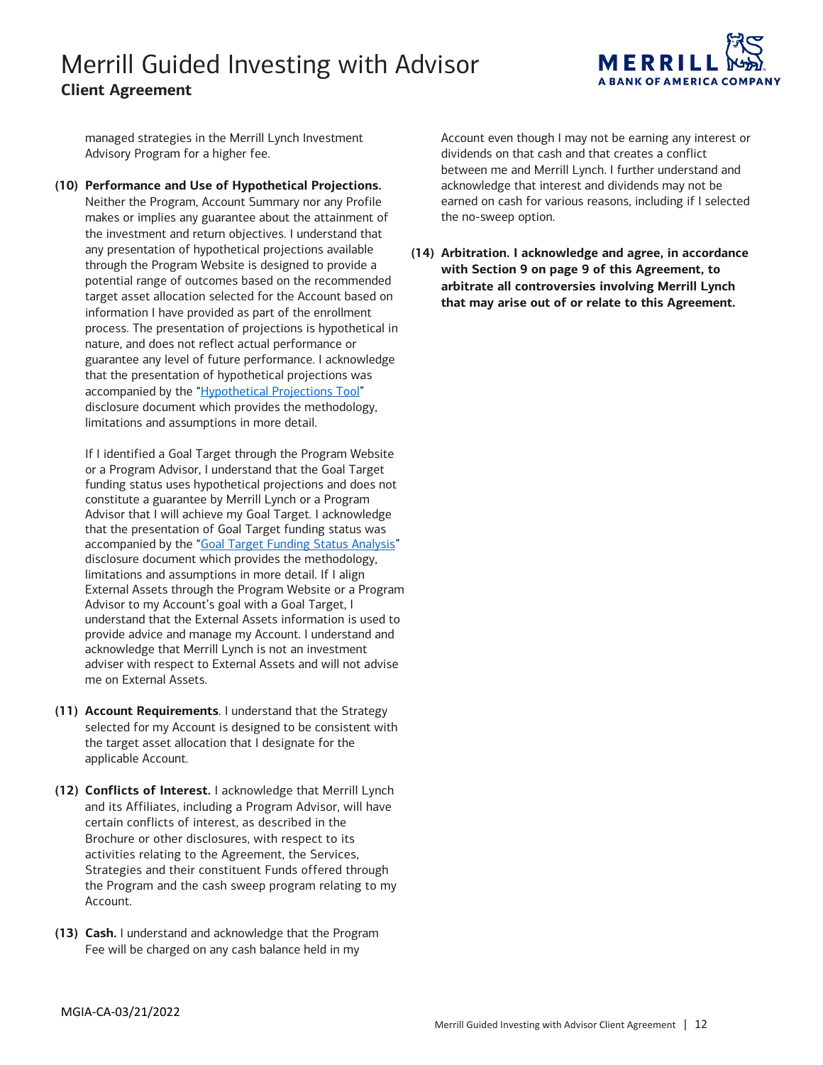managed strategies in the Merrill Lynch Investment Advisory Program for a higher fee.

**(10) Performance and Use of Hypothetical Projections.** Neither the Program, Account Summary nor any Profile makes or implies any guarantee about the attainment of the investment and return objectives. I understand that any presentation of hypothetical projections available through the Program Website is designed to provide a potential range of outcomes based on the recommended target asset allocation selected for the Account based on information I have provided as part of the enrollment process. The presentation of projections is hypothetical in nature, and does not reflect actual performance or guarantee any level of future performance. I acknowledge that the presentation of hypothetical projections was accompanied by the "Hypothetical Projections Tool" disclosure document which provides the methodology, limitations and assumptions in more detail.

If I identified a Goal Target through the Program Website or a Program Advisor, I understand that the Goal Target funding status uses hypothetical projections and does not constitute a guarantee by Merrill Lynch or a Program Advisor that I will achieve my Goal Target. I acknowledge that the presentation of Goal Target funding status was accompanied by the "Goal Target Funding Status Analysis" disclosure document which provides the methodology, limitations and assumptions in more detail. If I align External Assets through the Program Website or a Program Advisor to my Account's goal with a Goal Target, I understand that the External Assets information is used to provide advice and manage my Account. I understand and acknowledge that Merrill Lynch is not an investment adviser with respect to External Assets and will not advise me on External Assets.

**(11) Account Requirements**. I understand that the Strategy selected for my Account is designed to be consistent with the target asset allocation that I designate for the applicable Account.

**(12) Conflicts of Interest.** I acknowledge that Merrill Lynch and its Affiliates, including a Program Advisor, will have certain conflicts of interest, as described in the Brochure or other disclosures, with respect to its activities relating to the Agreement, the Services, Strategies and their constituent Funds offered through the Program and the cash sweep program relating to my Account.

**(13) Cash.** I understand and acknowledge that the Program Fee will be charged on any cash balance held in my Account even though I may not be earning any interest or dividends on that cash and that creates a conflict between me and Merrill Lynch. I further understand and acknowledge that interest and dividends may not be earned on cash for various reasons, including if I selected the no-sweep option.

**(14) Arbitration. I acknowledge and agree, in accordance with Section 9 on page 9 of this Agreement, to arbitrate all controversies involving Merrill Lynch that may arise out of or relate to this Agreement.**

MGIA-CA-03/21/2022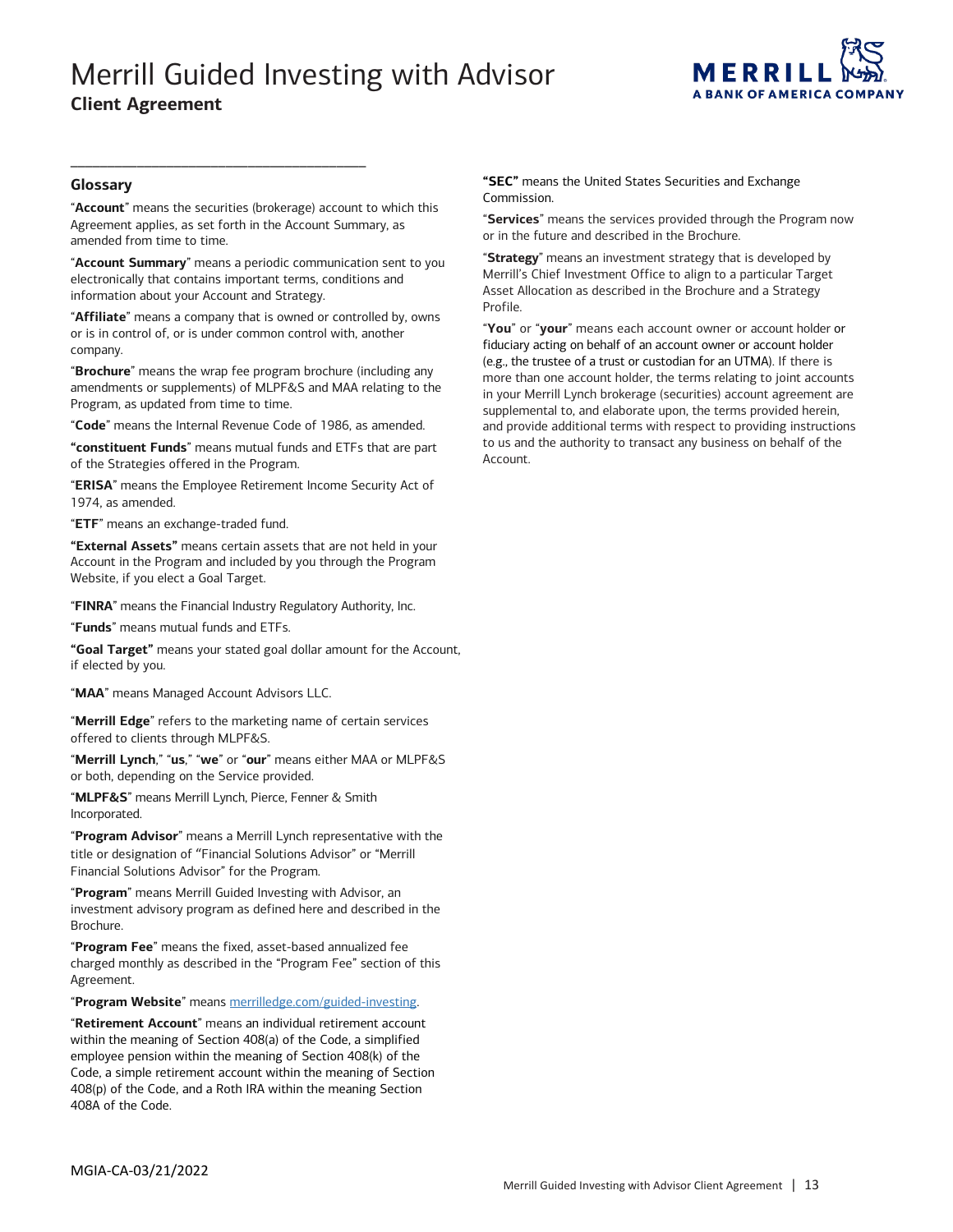## Glossary

"**Account**" means the securities (brokerage) account to which this Agreement applies, as set forth in the Account Summary, as amended from time to time.

"**Account Summary**" means a periodic communication sent to you electronically that contains important terms, conditions and information about your Account and Strategy.

"**Affiliate**" means a company that is owned or controlled by, owns or is in control of, or is under common control with, another company.

"**Brochure**" means the wrap fee program brochure (including any amendments or supplements) of MLPF&S and MAA relating to the Program, as updated from time to time.

"**Code**" means the Internal Revenue Code of 1986, as amended.

**"constituent Funds"** means mutual funds and ETFs that are part of the Strategies offered in the Program.

"**ERISA**" means the Employee Retirement Income Security Act of 1974, as amended.

"**ETF**" means an exchange-traded fund.

**"External Assets"** means certain assets that are not held in your Account in the Program and included by you through the Program Website, if you elect a Goal Target.

"**FINRA**" means the Financial Industry Regulatory Authority, Inc.

"**Funds**" means mutual funds and ETFs.

**"Goal Target"** means your stated goal dollar amount for the Account, if elected by you.

"**MAA**" means Managed Account Advisors LLC.

"**Merrill Edge**" refers to the marketing name of certain services offered to clients through MLPF&S.

"**Merrill Lynch**," "**us**," "**we**" or "**our**" means either MAA or MLPF&S or both, depending on the Service provided.

"**MLPF&S**" means Merrill Lynch, Pierce, Fenner & Smith Incorporated.

"**Program Advisor**" means a Merrill Lynch representative with the title or designation of "Financial Solutions Advisor" or "Merrill Financial Solutions Advisor" for the Program.

"**Program**" means Merrill Guided Investing with Advisor, an investment advisory program as defined here and described in the Brochure.

"**Program Fee**" means the fixed, asset-based annualized fee charged monthly as described in the "Program Fee" section of this Agreement.

"**Program Website**" means merrilledge.com/guided-investing.

"**Retirement Account**" means an individual retirement account within the meaning of Section 408(a) of the Code, a simplified employee pension within the meaning of Section 408(k) of the Code, a simple retirement account within the meaning of Section 408(p) of the Code, and a Roth IRA within the meaning Section 408A of the Code.

**"SEC"** means the United States Securities and Exchange Commission.

"**Services**" means the services provided through the Program now or in the future and described in the Brochure.

"**Strategy**" means an investment strategy that is developed by Merrill's Chief Investment Office to align to a particular Target Asset Allocation as described in the Brochure and a Strategy Profile.

"**You**" or "**your**" means each account owner or account holder or fiduciary acting on behalf of an account owner or account holder (e.g., the trustee of a trust or custodian for an UTMA). If there is more than one account holder, the terms relating to joint accounts in your Merrill Lynch brokerage (securities) account agreement are supplemental to, and elaborate upon, the terms provided herein, and provide additional terms with respect to providing instructions to us and the authority to transact any business on behalf of the Account.

MGIA-CA-03/21/2022